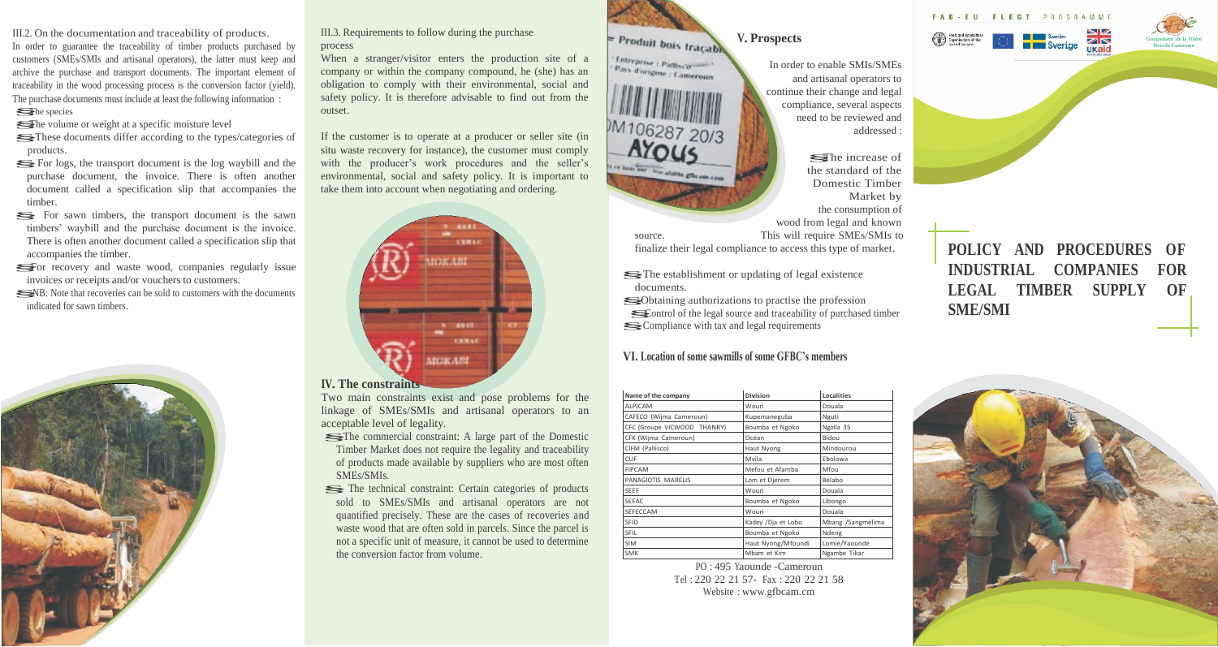III.2. On the documentation and traceability of products.

In order to guarantee the traceability of timber products purchased by customers (SMEs/SMIs and artisanal operators), the latter must keep and archive the purchase and transport documents. The important element of traceability in the wood processing process is the conversion factor (yield). The purchase documents must include at least the following information :

- The species
- The volume or weight at a specific moisture level
- These documents differ according to the types/categories of products.
- For logs, the transport document is the log waybill and the purchase document, the invoice. There is often another document called a specification slip that accompanies the timber.
- For sawn timbers, the transport document is the sawn timbers' waybill and the purchase document is the invoice. There is often another document called a specification slip that accompanies the timber.
- For recovery and waste wood, companies regularly issue invoices or receipts and/or vouchers to customers.
- NB: Note that recoveries can be sold to customers with the documents indicated for sawn timbers.

III.3. Requirements to follow during the purchase process

When a stranger/visitor enters the production site of a company or within the company compound, he (she) has an obligation to comply with their environmental, social and safety policy. It is therefore advisable to find out from the outset.

If the customer is to operate at a producer or seller site (in situ waste recovery for instance), the customer must comply with the producer's work procedures and the seller's environmental, social and safety policy. It is important to take them into account when negotiating and ordering.

## IV. The constraints

Two main constraints exist and pose problems for the linkage of SMEs/SMIs and artisanal operators to an acceptable level of legality.

- The commercial constraint: A large part of the Domestic Timber Market does not require the legality and traceability of products made available by suppliers who are most often SMEs/SMIs.
- The technical constraint: Certain categories of products sold to SMEs/SMIs and artisanal operators are not quantified precisely. These are the cases of recoveries and waste wood that are often sold in parcels. Since the parcel is not a specific unit of measure, it cannot be used to determine the conversion factor from volume.

## V. Prospects

In order to enable SMIs/SMEs and artisanal operators to continue their change and legal compliance, several aspects need to be reviewed and addressed :

- The increase of the standard of the Domestic Timber Market by the consumption of wood from legal and known source. This will require SMEs/SMIs to finalize their legal compliance to access this type of market.
- The establishment or updating of legal existence documents.
- Obtaining authorizations to practise the profession
- Control of the legal source and traceability of purchased timber
- Compliance with tax and legal requirements

## VI. Location of some sawmills of some GFBC's members

| Name of the company | Division | Localities |
|---|---|---|
| ALPICAM | Wouri | Douala |
| CAFECO (Wijma Cameroun) | Kupemaneguba | Nguti |
| CFC (Groupe VICWOOD THANRY) | Boumba et Ngoko | Ngolla 35 |
| CFK (Wijma Cameroun) | Océan | Bidou |
| CIFM (Pallisco) | Haut Nyong | Mindourou |
| CUF | Mvila | Ebolowa |
| FIPCAM | Mefou et Afamba | Mfou |
| PANAGIOTIS MARELIS | Lom et Djerem | Bélabo |
| SEEF | Wouri | Douala |
| SEFAC | Boumba et Ngoko | Libongo |
| SEFECCAM | Wouri | Douala |
| SFID | Kadey /Dja et Lobo | Mbang /Sangmélima |
| SFIL | Boumba et Ngoko | Ndeng |
| SIM | Haut Nyong/Mfoundi | Lomié/Yaoundé |
| SMK | Mbam et Kim | Ngambe Tikar |

PO : 495 Yaounde -Cameroun

Tel : 220 22 21 57- Fax : 220 22 21 58

Website : www.gfbcam.cm

FAO - EU FLEGT PROGRAMME

Groupement de la Filière Bois du Cameroun

# POLICY AND PROCEDURES OF INDUSTRIAL COMPANIES FOR LEGAL TIMBER SUPPLY OF SME/SMI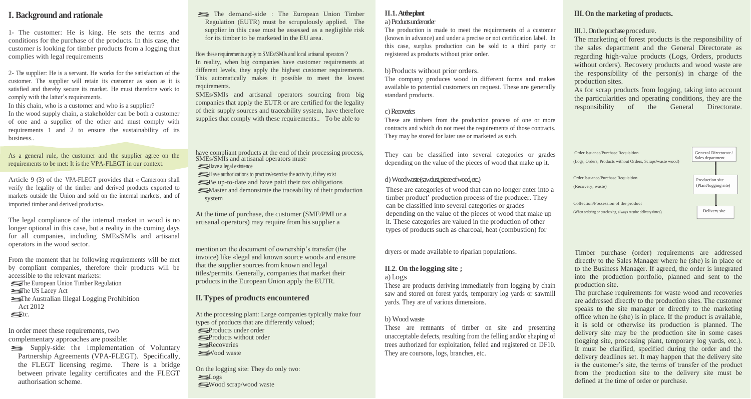# I. Background and rationale

1- The customer: He is king. He sets the terms and conditions for the purchase of the products. In this case, the customer is looking for timber products from a logging that complies with legal requirements

2- The supplier: He is a servant. He works for the satisfaction of the customer. The supplier will retain its customer as soon as it is satisfied and thereby secure its market. He must therefore work to comply with the latter's requirements.

In this chain, who is a customer and who is a supplier?

In the wood supply chain, a stakeholder can be both a customer of one and a supplier of the other and must comply with requirements 1 and 2 to ensure the sustainability of its business..

As a general rule, the customer and the supplier agree on the requirements to be met: It is the VPA-FLEGT in our context.

Article 9 (3) of the VPA-FLEGT provides that « Cameroon shall verify the legality of the timber and derived products exported to markets outside the Union and sold on the internal markets, and of imported timber and derived products».

The legal compliance of the internal market in wood is no longer optional in this case, but a reality in the coming days for all companies, including SMEs/SMIs and artisanal operators in the wood sector.

From the moment that he following requirements will be met by compliant companies, therefore their products will be accessible to the relevant markets:

- The European Union Timber Regulation
- The US Lacey Act
- The Australian Illegal Logging Prohibition Act 2012
- Etc.

In order meet these requirements, two complementary approaches are possible:

- Supply-side: the implementation of Voluntary Partnership Agreements (VPA-FLEGT). Specifically, the FLEGT licensing regime. There is a bridge between private legality certificates and the FLEGT authorisation scheme.
- The demand-side : The European Union Timber Regulation (EUTR) must be scrupulously applied. The supplier in this case must be assessed as a negligible risk for its timber to be marketed in the EU area.

How these requirements apply to SMEs/SMIs and local artisanal operators ?

In reality, when big companies have customer requirements at different levels, they apply the highest customer requirements. This automatically makes it possible to meet the lowest requirements.

SMEs/SMIs and artisanal operators sourcing from big companies that apply the EUTR or are certified for the legality of their supply sources and traceability system, have therefore supplies that comply with these requirements.. To be able to have compliant products at the end of their processing process, SMEs/SMIs and artisanal operators must:

- Have a legal existence
- Have authorizations to practice/exercise the activity, if they exist
- Be up-to-date and have paid their tax obligations
- Master and demonstrate the traceability of their production system

At the time of purchase, the customer (SME/PMI or a artisanal operators) may require from his supplier a mention on the document of ownership's transfer (the invoice) like «legal and known source wood» and ensure that the supplier sources from known and legal titles/permits. Generally, companies that market their products in the European Union apply the EUTR.

# II. Types of products encountered

At the processing plant: Large companies typically make four types of products that are differently valued;

- Products under order
- Products without order
- Recoveries
- Wood waste

On the logging site: They do only two:

- Logs
- Wood scrap/wood waste

## II.1. At the plant

### a) Products under order

The production is made to meet the requirements of a customer (known in advance) and under a precise or not certification label. In this case, surplus production can be sold to a third party or registered as products without prior order.

### b) Products without prior orders.

The company produces wood in different forms and makes available to potential customers on request. These are generally standard products.

### c) Recoveries

These are timbers from the production process of one or more contracts and which do not meet the requirements of those contracts. They may be stored for later use or marketed as such.

They can be classified into several categories or grades depending on the value of the pieces of wood that make up it.

### d) Wood waste (sawdust, piece of wood, etc.)

These are categories of wood that can no longer enter into a timber product' production process of the producer. They can be classified into several categories or grades depending on the value of the pieces of wood that make up it. These categories are valued in the production of other types of products such as charcoal, heat (combustion) for dryers or made available to riparian populations.

## II.2. On the logging site ;

### a) Logs

These are products deriving immediately from logging by chain saw and stored on forest yards, temporary log yards or sawmill yards. They are of various dimensions.

### b) Wood waste

These are remnants of timber on site and presenting unacceptable defects, resulting from the felling and/or shaping of trees authorized for exploitation, felled and registered on DF10. They are coursons, logs, branches, etc.

# III. On the marketing of products.

## III.1. On the purchase procedure.

The marketing of forest products is the responsibility of the sales department and the General Directorate as regarding high-value products (Logs, Orders, products without orders). Recovery products and wood waste are the responsibility of the person(s) in charge of the production sites.

As for scrap products from logging, taking into account the particularities and operating conditions, they are the responsibility of the General Directorate.

Order Issuance/Purchase Requisition
(Logs, Orders, Products without Orders, Scraps/waste wood)

General Directorate / Sales department

Order Issuance/Purchase Requisition
(Recovery, waste)

Production site
(Plant/logging site)

Collection/Possession of the product
(When ordering or purchasing, always require delivery times)

Delivery site

Timber purchase (order) requirements are addressed directly to the Sales Manager where he (she) is in place or to the Business Manager. If agreed, the order is integrated into the production portfolio, planned and sent to the production site.

The purchase requirements for waste wood and recoveries are addressed directly to the production sites. The customer speaks to the site manager or directly to the marketing office when he (she) is in place. If the product is available, it is sold or otherwise its production is planned. The delivery site may be the production site in some cases (logging site, processing plant, temporary log yards, etc.). It must be clarified, specified during the order and the delivery deadlines set. It may happen that the delivery site is the customer's site, the terms of transfer of the product from the production site to the delivery site must be defined at the time of order or purchase.